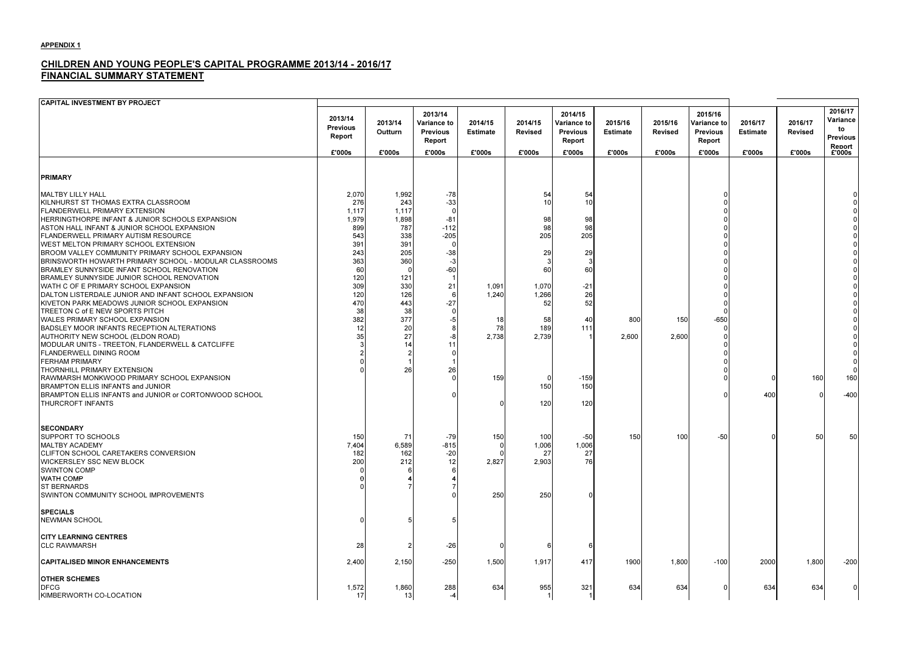**APPENDIX 1**

## CHILDREN AND YOUNG PEOPLE'S CAPITAL PROGRAMME 2013/14 - 2016/17
## FINANCIAL SUMMARY STATEMENT

| CAPITAL INVESTMENT BY PROJECT | 2013/14 Previous Report | 2013/14 Outturn | 2013/14 Variance to Previous Report | 2014/15 Estimate | 2014/15 Revised | 2014/15 Variance to Previous Report | 2015/16 Estimate | 2015/16 Revised | 2015/16 Variance to Previous Report | 2016/17 Estimate | 2016/17 Revised | 2016/17 Variance to Previous Report |
|---|---|---|---|---|---|---|---|---|---|---|---|---|
| | £'000s | £'000s | £'000s | £'000s | £'000s | £'000s | £'000s | £'000s | £'000s | £'000s | £'000s | £'000s |
| **PRIMARY** | | | | | | | | | | | | |
| MALTBY LILLY HALL | 2,070 | 1,992 | -78 | | 54 | 54 | | | 0 | | | 0 |
| KILNHURST ST THOMAS EXTRA CLASSROOM | 276 | 243 | -33 | | 10 | 10 | | | 0 | | | 0 |
| FLANDERWELL PRIMARY EXTENSION | 1,117 | 1,117 | 0 | | | | | | 0 | | | 0 |
| HERRINGTHORPE INFANT & JUNIOR SCHOOLS EXPANSION | 1,979 | 1,898 | -81 | | 98 | 98 | | | 0 | | | 0 |
| ASTON HALL INFANT & JUNIOR SCHOOL EXPANSION | 899 | 787 | -112 | | 98 | 98 | | | 0 | | | 0 |
| FLANDERWELL PRIMARY AUTISM RESOURCE | 543 | 338 | -205 | | 205 | 205 | | | 0 | | | 0 |
| WEST MELTON PRIMARY SCHOOL EXTENSION | 391 | 391 | 0 | | | | | | 0 | | | 0 |
| BROOM VALLEY COMMUNITY PRIMARY SCHOOL EXPANSION | 243 | 205 | -38 | | 29 | 29 | | | 0 | | | 0 |
| BRINSWORTH HOWARTH PRIMARY SCHOOL - MODULAR CLASSROOMS | 363 | 360 | -3 | | 3 | 3 | | | 0 | | | 0 |
| BRAMLEY SUNNYSIDE INFANT SCHOOL RENOVATION | 60 | 0 | -60 | | 60 | 60 | | | 0 | | | 0 |
| BRAMLEY SUNNYSIDE JUNIOR SCHOOL RENOVATION | 120 | 121 | 1 | | | | | | 0 | | | 0 |
| WATH C OF E PRIMARY SCHOOL EXPANSION | 309 | 330 | 21 | 1,091 | 1,070 | -21 | | | 0 | | | 0 |
| DALTON LISTERDALE JUNIOR AND INFANT SCHOOL EXPANSION | 120 | 126 | 6 | 1,240 | 1,266 | 26 | | | 0 | | | 0 |
| KIVETON PARK MEADOWS JUNIOR SCHOOL EXPANSION | 470 | 443 | -27 | | 52 | 52 | | | 0 | | | 0 |
| TREETON C of E NEW SPORTS PITCH | 38 | 38 | 0 | | | | | | 0 | | | 0 |
| WALES PRIMARY SCHOOL EXPANSION | 382 | 377 | -5 | 18 | 58 | 40 | 800 | 150 | -650 | | | 0 |
| BADSLEY MOOR INFANTS RECEPTION ALTERATIONS | 12 | 20 | 8 | 78 | 189 | 111 | | | 0 | | | 0 |
| AUTHORITY NEW SCHOOL (ELDON ROAD) | 35 | 27 | -8 | 2,738 | 2,739 | 1 | 2,600 | 2,600 | 0 | | | 0 |
| MODULAR UNITS - TREETON, FLANDERWELL & CATCLIFFE | 3 | 14 | 11 | | | | | | 0 | | | 0 |
| FLANDERWELL DINING ROOM | 2 | 2 | 0 | | | | | | 0 | | | 0 |
| FERHAM PRIMARY | 0 | 1 | 1 | | | | | | 0 | | | 0 |
| THORNHILL PRIMARY EXTENSION | 0 | 26 | 26 | | | | | | 0 | | | 0 |
| RAWMARSH MONKWOOD PRIMARY SCHOOL EXPANSION | | | 0 | 159 | 0 | -159 | | | 0 | 0 | 160 | 160 |
| BRAMPTON ELLIS INFANTS and JUNIOR | | | | | 150 | 150 | | | | | | |
| BRAMPTON ELLIS INFANTS and JUNIOR or CORTONWOOD SCHOOL | | | 0 | | | | | | 0 | 400 | 0 | -400 |
| THURCROFT INFANTS | | | | 0 | 120 | 120 | | | | | | |
| **SECONDARY** | | | | | | | | | | | | |
| SUPPORT TO SCHOOLS | 150 | 71 | -79 | 150 | 100 | -50 | 150 | 100 | -50 | 0 | 50 | 50 |
| MALTBY ACADEMY | 7,404 | 6,589 | -815 | 0 | 1,006 | 1,006 | | | | | | |
| CLIFTON SCHOOL CARETAKERS CONVERSION | 182 | 162 | -20 | 0 | 27 | 27 | | | | | | |
| WICKERSLEY SSC NEW BLOCK | 200 | 212 | 12 | 2,827 | 2,903 | 76 | | | | | | |
| SWINTON COMP | 0 | 6 | 6 | | | | | | | | | |
| WATH COMP | 0 | 4 | 4 | | | | | | | | | |
| ST BERNARDS | 0 | 7 | 7 | | | | | | | | | |
| SWINTON COMMUNITY SCHOOL IMPROVEMENTS | | | 0 | 250 | 250 | 0 | | | | | | |
| **SPECIALS** | | | | | | | | | | | | |
| NEWMAN SCHOOL | 0 | 5 | 5 | | | | | | | | | |
| **CITY LEARNING CENTRES** | | | | | | | | | | | | |
| CLC RAWMARSH | 28 | 2 | -26 | 0 | 6 | 6 | | | | | | |
| **CAPITALISED MINOR ENHANCEMENTS** | 2,400 | 2,150 | -250 | 1,500 | 1,917 | 417 | 1900 | 1,800 | -100 | 2000 | 1,800 | -200 |
| **OTHER SCHEMES** | | | | | | | | | | | | |
| DFCG | 1,572 | 1,860 | 288 | 634 | 955 | 321 | 634 | 634 | 0 | 634 | 634 | 0 |
| KIMBERWORTH CO-LOCATION | 17 | 13 | -4 | | 1 | 1 | | | | | | |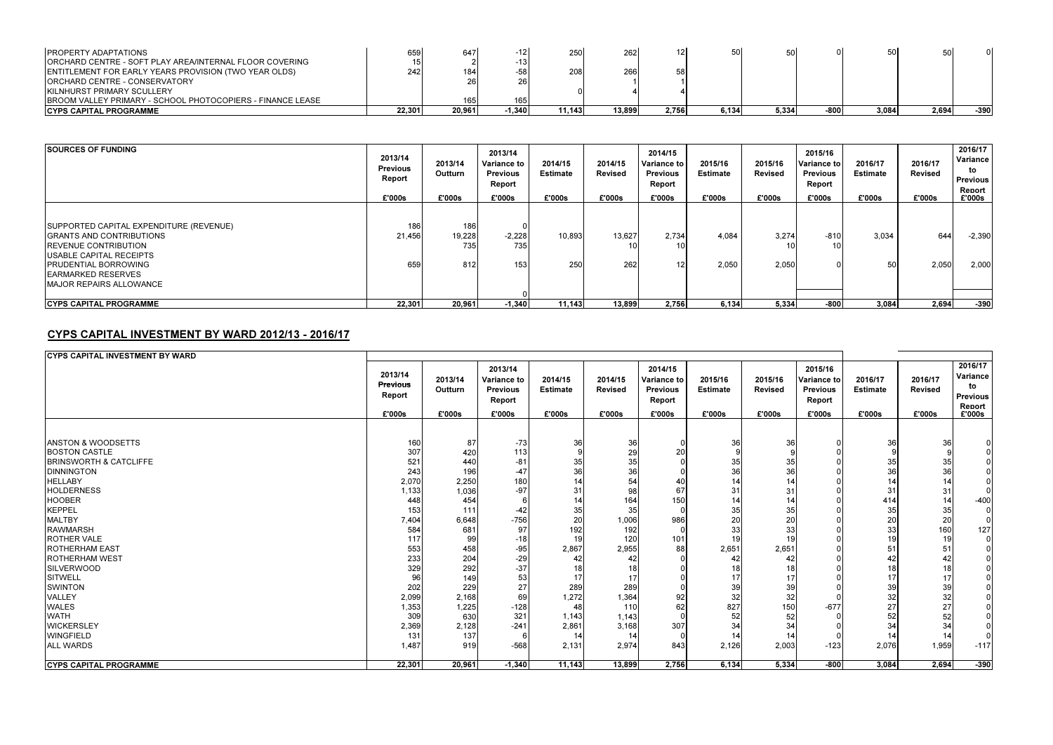| | | | | | | | | | | | | |
|---|---|---|---|---|---|---|---|---|---|---|---|---|
| PROPERTY ADAPTATIONS | 659 | 647 | -12 | 250 | 262 | 12 | 50 | 50 | 0 | 50 | 50 | 0 |
| ORCHARD CENTRE - SOFT PLAY AREA/INTERNAL FLOOR COVERING | 15 | 2 | -13 | | | | | | | | | |
| ENTITLEMENT FOR EARLY YEARS PROVISION (TWO YEAR OLDS) | 242 | 184 | -58 | 208 | 266 | 58 | | | | | | |
| ORCHARD CENTRE - CONSERVATORY | | 26 | 26 | | 1 | 1 | | | | | | |
| KILNHURST PRIMARY SCULLERY | | | | 0 | 4 | 4 | | | | | | |
| BROOM VALLEY PRIMARY - SCHOOL PHOTOCOPIERS - FINANCE LEASE | | 165 | 165 | | | | | | | | | |
| **CYPS CAPITAL PROGRAMME** | **22,301** | **20,961** | **-1,340** | **11,143** | **13,899** | **2,756** | **6,134** | **5,334** | **-800** | **3,084** | **2,694** | **-390** |

| **SOURCES OF FUNDING** | 2013/14 Previous Report | 2013/14 Outturn | 2013/14 Variance to Previous Report | 2014/15 Estimate | 2014/15 Revised | 2014/15 Variance to Previous Report | 2015/16 Estimate | 2015/16 Revised | 2015/16 Variance to Previous Report | 2016/17 Estimate | 2016/17 Revised | 2016/17 Variance to Previous Report |
|---|---|---|---|---|---|---|---|---|---|---|---|---|
| | £'000s | £'000s | £'000s | £'000s | £'000s | £'000s | £'000s | £'000s | £'000s | £'000s | £'000s | £'000s |
| SUPPORTED CAPITAL EXPENDITURE (REVENUE) | 186 | 186 | 0 | | | | | | | | | |
| GRANTS AND CONTRIBUTIONS | 21,456 | 19,228 | -2,228 | 10,893 | 13,627 | 2,734 | 4,084 | 3,274 | -810 | 3,034 | 644 | -2,390 |
| REVENUE CONTRIBUTION | | 735 | 735 | | 10 | 10 | | 10 | 10 | | | |
| USABLE CAPITAL RECEIPTS | | | | | | | | | | | | |
| PRUDENTIAL BORROWING | 659 | 812 | 153 | 250 | 262 | 12 | 2,050 | 2,050 | 0 | 50 | 2,050 | 2,000 |
| EARMARKED RESERVES | | | | | | | | | | | | |
| MAJOR REPAIRS ALLOWANCE | | | | | | | | | | | | |
| | | | 0 | | | | | | | | | |
| **CYPS CAPITAL PROGRAMME** | **22,301** | **20,961** | **-1,340** | **11,143** | **13,899** | **2,756** | **6,134** | **5,334** | **-800** | **3,084** | **2,694** | **-390** |

## CYPS CAPITAL INVESTMENT BY WARD 2012/13 - 2016/17

| **CYPS CAPITAL INVESTMENT BY WARD** | 2013/14 Previous Report | 2013/14 Outturn | 2013/14 Variance to Previous Report | 2014/15 Estimate | 2014/15 Revised | 2014/15 Variance to Previous Report | 2015/16 Estimate | 2015/16 Revised | 2015/16 Variance to Previous Report | 2016/17 Estimate | 2016/17 Revised | 2016/17 Variance to Previous Report |
|---|---|---|---|---|---|---|---|---|---|---|---|---|
| | £'000s | £'000s | £'000s | £'000s | £'000s | £'000s | £'000s | £'000s | £'000s | £'000s | £'000s | £'000s |
| ANSTON & WOODSETTS | 160 | 87 | -73 | 36 | 36 | 0 | 36 | 36 | 0 | 36 | 36 | 0 |
| BOSTON CASTLE | 307 | 420 | 113 | 9 | 29 | 20 | 9 | 9 | 0 | 9 | 9 | 0 |
| BRINSWORTH & CATCLIFFE | 521 | 440 | -81 | 35 | 35 | 0 | 35 | 35 | 0 | 35 | 35 | 0 |
| DINNINGTON | 243 | 196 | -47 | 36 | 36 | 0 | 36 | 36 | 0 | 36 | 36 | 0 |
| HELLABY | 2,070 | 2,250 | 180 | 14 | 54 | 40 | 14 | 14 | 0 | 14 | 14 | 0 |
| HOLDERNESS | 1,133 | 1,036 | -97 | 31 | 98 | 67 | 31 | 31 | 0 | 31 | 31 | 0 |
| HOOBER | 448 | 454 | 6 | 14 | 164 | 150 | 14 | 14 | 0 | 414 | 14 | -400 |
| KEPPEL | 153 | 111 | -42 | 35 | 35 | 0 | 35 | 35 | 0 | 35 | 35 | 0 |
| MALTBY | 7,404 | 6,648 | -756 | 20 | 1,006 | 986 | 20 | 20 | 0 | 20 | 20 | 0 |
| RAWMARSH | 584 | 681 | 97 | 192 | 192 | 0 | 33 | 33 | 0 | 33 | 160 | 127 |
| ROTHER VALE | 117 | 99 | -18 | 19 | 120 | 101 | 19 | 19 | 0 | 19 | 19 | 0 |
| ROTHERHAM EAST | 553 | 458 | -95 | 2,867 | 2,955 | 88 | 2,651 | 2,651 | 0 | 51 | 51 | 0 |
| ROTHERHAM WEST | 233 | 204 | -29 | 42 | 42 | 0 | 42 | 42 | 0 | 42 | 42 | 0 |
| SILVERWOOD | 329 | 292 | -37 | 18 | 18 | 0 | 18 | 18 | 0 | 18 | 18 | 0 |
| SITWELL | 96 | 149 | 53 | 17 | 17 | 0 | 17 | 17 | 0 | 17 | 17 | 0 |
| SWINTON | 202 | 229 | 27 | 289 | 289 | 0 | 39 | 39 | 0 | 39 | 39 | 0 |
| VALLEY | 2,099 | 2,168 | 69 | 1,272 | 1,364 | 92 | 32 | 32 | 0 | 32 | 32 | 0 |
| WALES | 1,353 | 1,225 | -128 | 48 | 110 | 62 | 827 | 150 | -677 | 27 | 27 | 0 |
| WATH | 309 | 630 | 321 | 1,143 | 1,143 | 0 | 52 | 52 | 0 | 52 | 52 | 0 |
| WICKERSLEY | 2,369 | 2,128 | -241 | 2,861 | 3,168 | 307 | 34 | 34 | 0 | 34 | 34 | 0 |
| WINGFIELD | 131 | 137 | 6 | 14 | 14 | 0 | 14 | 14 | 0 | 14 | 14 | 0 |
| ALL WARDS | 1,487 | 919 | -568 | 2,131 | 2,974 | 843 | 2,126 | 2,003 | -123 | 2,076 | 1,959 | -117 |
| **CYPS CAPITAL PROGRAMME** | **22,301** | **20,961** | **-1,340** | **11,143** | **13,899** | **2,756** | **6,134** | **5,334** | **-800** | **3,084** | **2,694** | **-390** |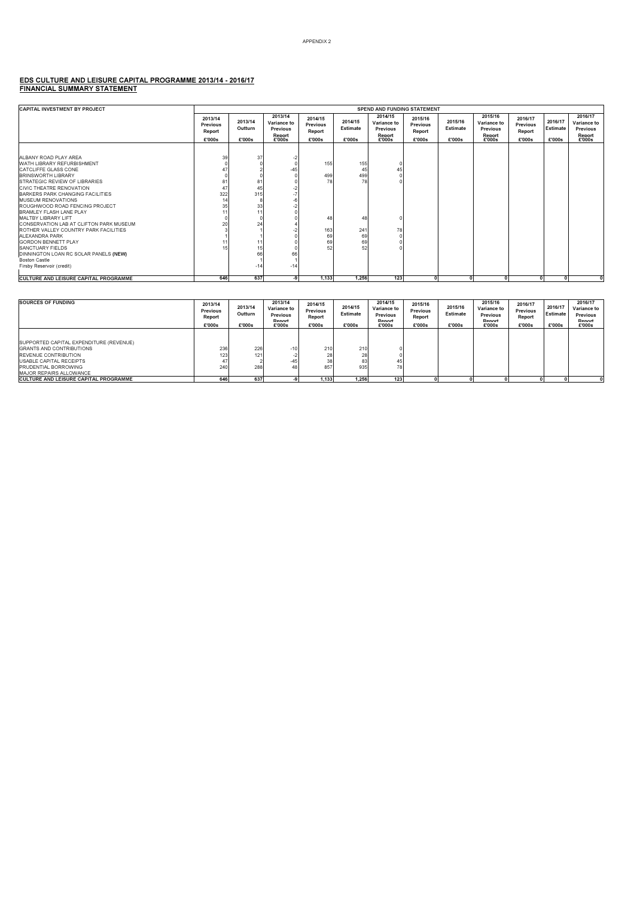APPENDIX 2

## EDS CULTURE AND LEISURE CAPITAL PROGRAMME 2013/14 - 2016/17
## FINANCIAL SUMMARY STATEMENT

| CAPITAL INVESTMENT BY PROJECT | SPEND AND FUNDING STATEMENT | | | | | | | | | | | |
|---|---|---|---|---|---|---|---|---|---|---|---|---|
| | 2013/14 Previous Report £'000s | 2013/14 Outturn £'000s | 2013/14 Variance to Previous Report £'000s | 2014/15 Previous Report £'000s | 2014/15 Estimate £'000s | 2014/15 Variance to Previous Report £'000s | 2015/16 Previous Report £'000s | 2015/16 Estimate £'000s | 2015/16 Variance to Previous Report £'000s | 2016/17 Previous Report £'000s | 2016/17 Estimate £'000s | 2016/17 Variance to Previous Report £'000s |
| ALBANY ROAD PLAY AREA | 39 | 37 | -2 | | | | | | | | | |
| WATH LIBRARY REFURBISHMENT | 0 | 0 | 0 | 155 | 155 | 0 | | | | | | |
| CATCLIFFE GLASS CONE | 47 | 2 | -45 | | 45 | 45 | | | | | | |
| BRINSWORTH LIBRARY | 0 | 0 | 0 | 499 | 499 | 0 | | | | | | |
| STRATEGIC REVIEW OF LIBRARIES | 81 | 81 | 0 | 78 | 78 | 0 | | | | | | |
| CIVIC THEATRE RENOVATION | 47 | 45 | -2 | | | | | | | | | |
| BARKERS PARK CHANGING FACILITIES | 322 | 315 | -7 | | | | | | | | | |
| MUSEUM RENOVATIONS | 14 | 8 | -6 | | | | | | | | | |
| ROUGHWOOD ROAD FENCING PROJECT | 35 | 33 | -2 | | | | | | | | | |
| BRAMLEY FLASH LANE PLAY | 11 | 11 | 0 | | | | | | | | | |
| MALTBY LIBRARY LIFT | 0 | 0 | 0 | 48 | 48 | 0 | | | | | | |
| CONSERVATION LAB AT CLIFTON PARK MUSEUM | 20 | 24 | 4 | | | | | | | | | |
| ROTHER VALLEY COUNTRY PARK FACILITIES | 3 | 1 | -2 | 163 | 241 | 78 | | | | | | |
| ALEXANDRA PARK | 1 | 1 | 0 | 69 | 69 | 0 | | | | | | |
| GORDON BENNETT PLAY | 11 | 11 | 0 | 69 | 69 | 0 | | | | | | |
| SANCTUARY FIELDS | 15 | 15 | 0 | 52 | 52 | 0 | | | | | | |
| DINNINGTON LOAN RC SOLAR PANELS **(NEW)** | | 66 | 66 | | | | | | | | | |
| Boston Castle | | 1 | 1 | | | | | | | | | |
| Firsby Reservoir (credit) | | -14 | -14 | | | | | | | | | |
| **CULTURE AND LEISURE CAPITAL PROGRAMME** | **646** | **637** | **-9** | **1,133** | **1,256** | **123** | **0** | **0** | **0** | **0** | **0** | **0** |

| SOURCES OF FUNDING | 2013/14 Previous Report £'000s | 2013/14 Outturn £'000s | 2013/14 Variance to Previous Report £'000s | 2014/15 Previous Report £'000s | 2014/15 Estimate £'000s | 2014/15 Variance to Previous Report £'000s | 2015/16 Previous Report £'000s | 2015/16 Estimate £'000s | 2015/16 Variance to Previous Report £'000s | 2016/17 Previous Report £'000s | 2016/17 Estimate £'000s | 2016/17 Variance to Previous Report £'000s |
|---|---|---|---|---|---|---|---|---|---|---|---|---|
| SUPPORTED CAPITAL EXPENDITURE (REVENUE) | | | | | | | | | | | | |
| GRANTS AND CONTRIBUTIONS | 236 | 226 | -10 | 210 | 210 | 0 | | | | | | |
| REVENUE CONTRIBUTION | 123 | 121 | -2 | 28 | 28 | 0 | | | | | | |
| USABLE CAPITAL RECEIPTS | 47 | 2 | -45 | 38 | 83 | 45 | | | | | | |
| PRUDENTIAL BORROWING | 240 | 288 | 48 | 857 | 935 | 78 | | | | | | |
| MAJOR REPAIRS ALLOWANCE | | | | | | | | | | | | |
| **CULTURE AND LEISURE CAPITAL PROGRAMME** | **646** | **637** | **-9** | **1,133** | **1,256** | **123** | **0** | **0** | **0** | **0** | **0** | **0** |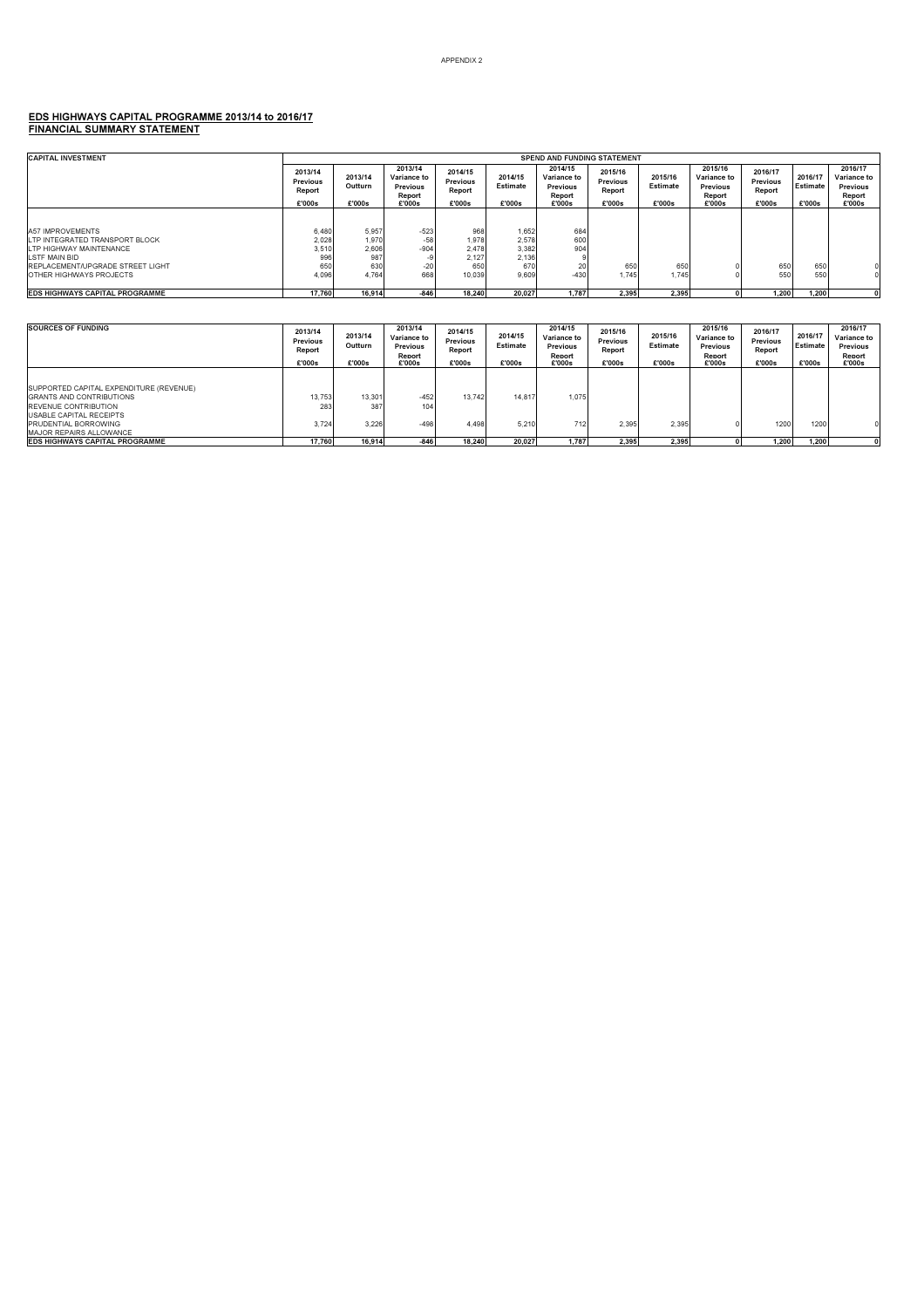APPENDIX 2

## EDS HIGHWAYS CAPITAL PROGRAMME 2013/14 to 2016/17
## FINANCIAL SUMMARY STATEMENT

| CAPITAL INVESTMENT | SPEND AND FUNDING STATEMENT | | | | | | | | | | | |
|---|---|---|---|---|---|---|---|---|---|---|---|---|
| | 2013/14 Previous Report £'000s | 2013/14 Outturn £'000s | 2013/14 Variance to Previous Report £'000s | 2014/15 Previous Report £'000s | 2014/15 Estimate £'000s | 2014/15 Variance to Previous Report £'000s | 2015/16 Previous Report £'000s | 2015/16 Estimate £'000s | 2015/16 Variance to Previous Report £'000s | 2016/17 Previous Report £'000s | 2016/17 Estimate £'000s | 2016/17 Variance to Previous Report £'000s |
| A57 IMPROVEMENTS | 6,480 | 5,957 | -523 | 968 | 1,652 | 684 | | | | | | |
| LTP INTEGRATED TRANSPORT BLOCK | 2,028 | 1,970 | -58 | 1,978 | 2,578 | 600 | | | | | | |
| LTP HIGHWAY MAINTENANCE | 3,510 | 2,606 | -904 | 2,478 | 3,382 | 904 | | | | | | |
| LSTF MAIN BID | 996 | 987 | -9 | 2,127 | 2,136 | 9 | | | | | | |
| REPLACEMENT/UPGRADE STREET LIGHT | 650 | 630 | -20 | 650 | 670 | 20 | 650 | 650 | 0 | 650 | 650 | 0 |
| OTHER HIGHWAYS PROJECTS | 4,096 | 4,764 | 668 | 10,039 | 9,609 | -430 | 1,745 | 1,745 | 0 | 550 | 550 | 0 |
| **EDS HIGHWAYS CAPITAL PROGRAMME** | **17,760** | **16,914** | **-846** | **18,240** | **20,027** | **1,787** | **2,395** | **2,395** | **0** | **1,200** | **1,200** | **0** |

| SOURCES OF FUNDING | 2013/14 Previous Report £'000s | 2013/14 Outturn £'000s | 2013/14 Variance to Previous Report £'000s | 2014/15 Previous Report £'000s | 2014/15 Estimate £'000s | 2014/15 Variance to Previous Report £'000s | 2015/16 Previous Report £'000s | 2015/16 Estimate £'000s | 2015/16 Variance to Previous Report £'000s | 2016/17 Previous Report £'000s | 2016/17 Estimate £'000s | 2016/17 Variance to Previous Report £'000s |
|---|---|---|---|---|---|---|---|---|---|---|---|---|
| SUPPORTED CAPITAL EXPENDITURE (REVENUE) | | | | | | | | | | | | |
| GRANTS AND CONTRIBUTIONS | 13,753 | 13,301 | -452 | 13,742 | 14,817 | 1,075 | | | | | | |
| REVENUE CONTRIBUTION | 283 | 387 | 104 | | | | | | | | | |
| USABLE CAPITAL RECEIPTS | | | | | | | | | | | | |
| PRUDENTIAL BORROWING | 3,724 | 3,226 | -498 | 4,498 | 5,210 | 712 | 2,395 | 2,395 | 0 | 1200 | 1200 | 0 |
| MAJOR REPAIRS ALLOWANCE | | | | | | | | | | | | |
| **EDS HIGHWAYS CAPITAL PROGRAMME** | **17,760** | **16,914** | **-846** | **18,240** | **20,027** | **1,787** | **2,395** | **2,395** | **0** | **1,200** | **1,200** | **0** |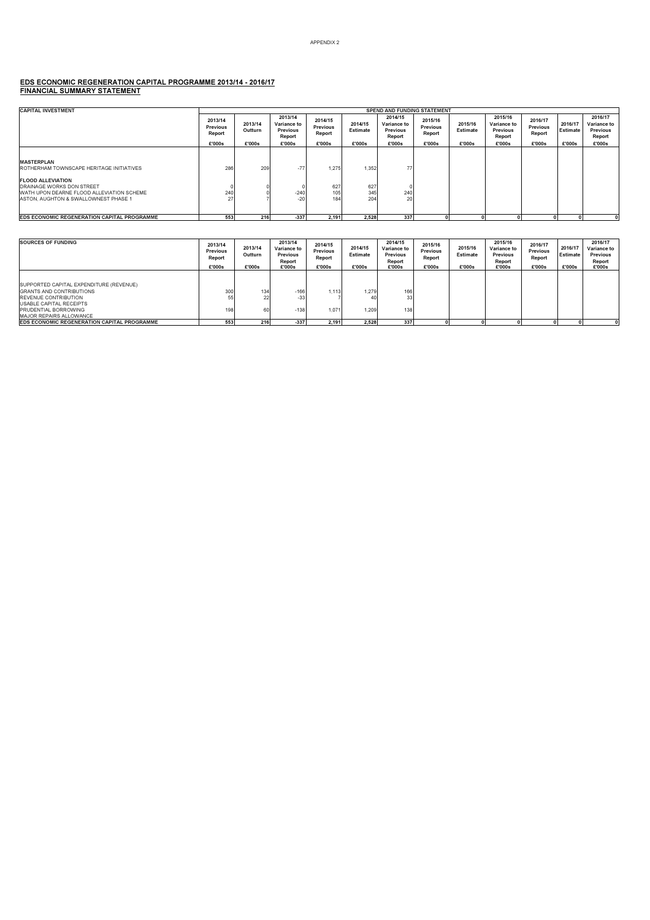APPENDIX 2

## EDS ECONOMIC REGENERATION CAPITAL PROGRAMME 2013/14 - 2016/17
## FINANCIAL SUMMARY STATEMENT

| CAPITAL INVESTMENT | SPEND AND FUNDING STATEMENT | | | | | | | | | | | |
|---|---|---|---|---|---|---|---|---|---|---|---|---|
| | 2013/14 Previous Report | 2013/14 Outturn | 2013/14 Variance to Previous Report | 2014/15 Previous Report | 2014/15 Estimate | 2014/15 Variance to Previous Report | 2015/16 Previous Report | 2015/16 Estimate | 2015/16 Variance to Previous Report | 2016/17 Previous Report | 2016/17 Estimate | 2016/17 Variance to Previous Report |
| | £'000s | £'000s | £'000s | £'000s | £'000s | £'000s | £'000s | £'000s | £'000s | £'000s | £'000s | £'000s |
| **MASTERPLAN** | | | | | | | | | | | | |
| ROTHERHAM TOWNSCAPE HERITAGE INITIATIVES | 286 | 209 | -77 | 1,275 | 1,352 | 77 | | | | | | |
| **FLOOD ALLEVIATION** | | | | | | | | | | | | |
| DRAINAGE WORKS DON STREET | 0 | 0 | 0 | 627 | 627 | 0 | | | | | | |
| WATH UPON DEARNE FLOOD ALLEVIATION SCHEME | 240 | 0 | -240 | 105 | 345 | 240 | | | | | | |
| ASTON, AUGHTON & SWALLOWNEST PHASE 1 | 27 | 7 | -20 | 184 | 204 | 20 | | | | | | |
| **EDS ECONOMIC REGENERATION CAPITAL PROGRAMME** | **553** | **216** | **-337** | **2,191** | **2,528** | **337** | **0** | **0** | **0** | **0** | **0** | **0** |

| SOURCES OF FUNDING | 2013/14 Previous Report | 2013/14 Outturn | 2013/14 Variance to Previous Report | 2014/15 Previous Report | 2014/15 Estimate | 2014/15 Variance to Previous Report | 2015/16 Previous Report | 2015/16 Estimate | 2015/16 Variance to Previous Report | 2016/17 Previous Report | 2016/17 Estimate | 2016/17 Variance to Previous Report |
|---|---|---|---|---|---|---|---|---|---|---|---|---|
| | £'000s | £'000s | £'000s | £'000s | £'000s | £'000s | £'000s | £'000s | £'000s | £'000s | £'000s | £'000s |
| SUPPORTED CAPITAL EXPENDITURE (REVENUE) | | | | | | | | | | | | |
| GRANTS AND CONTRIBUTIONS | 300 | 134 | -166 | 1,113 | 1,279 | 166 | | | | | | |
| REVENUE CONTRIBUTION | 55 | 22 | -33 | 7 | 40 | 33 | | | | | | |
| USABLE CAPITAL RECEIPTS | | | | | | | | | | | | |
| PRUDENTIAL BORROWING | 198 | 60 | -138 | 1,071 | 1,209 | 138 | | | | | | |
| MAJOR REPAIRS ALLOWANCE | | | | | | | | | | | | |
| **EDS ECONOMIC REGENERATION CAPITAL PROGRAMME** | **553** | **216** | **-337** | **2,191** | **2,528** | **337** | **0** | **0** | **0** | **0** | **0** | **0** |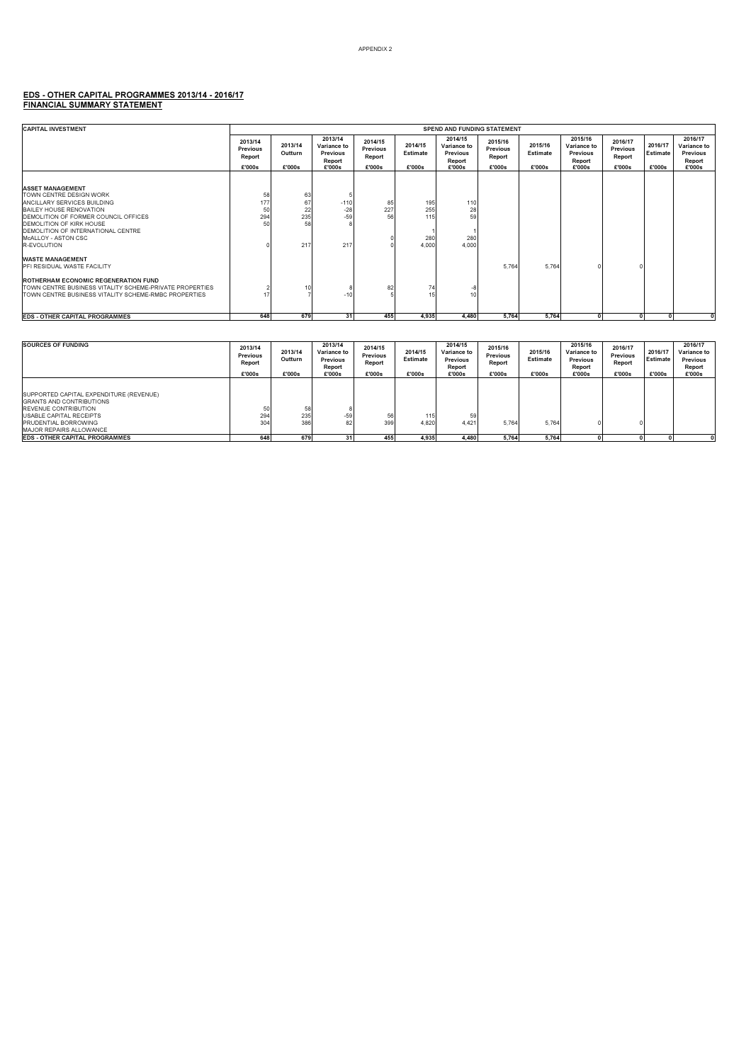APPENDIX 2

## EDS - OTHER CAPITAL PROGRAMMES 2013/14 - 2016/17
## FINANCIAL SUMMARY STATEMENT

| CAPITAL INVESTMENT | SPEND AND FUNDING STATEMENT | | | | | | | | | | | |
|---|---|---|---|---|---|---|---|---|---|---|---|---|
| | 2013/14 Previous Report £'000s | 2013/14 Outturn £'000s | 2013/14 Variance to Previous Report £'000s | 2014/15 Previous Report £'000s | 2014/15 Estimate £'000s | 2014/15 Variance to Previous Report £'000s | 2015/16 Previous Report £'000s | 2015/16 Estimate £'000s | 2015/16 Variance to Previous Report £'000s | 2016/17 Previous Report £'000s | 2016/17 Estimate £'000s | 2016/17 Variance to Previous Report £'000s |
| **ASSET MANAGEMENT** | | | | | | | | | | | | |
| TOWN CENTRE DESIGN WORK | 58 | 63 | 5 | | | | | | | | | |
| ANCILLARY SERVICES BUILDING | 177 | 67 | -110 | 85 | 195 | 110 | | | | | | |
| BAILEY HOUSE RENOVATION | 50 | 22 | -28 | 227 | 255 | 28 | | | | | | |
| DEMOLITION OF FORMER COUNCIL OFFICES | 294 | 235 | -59 | 56 | 115 | 59 | | | | | | |
| DEMOLITION OF KIRK HOUSE | 50 | 58 | 8 | | | | | | | | | |
| DEMOLITION OF INTERNATIONAL CENTRE | | | | | 1 | 1 | | | | | | |
| McALLOY - ASTON CSC | | | | 0 | 280 | 280 | | | | | | |
| R-EVOLUTION | 0 | 217 | 217 | 0 | 4,000 | 4,000 | | | | | | |
| **WASTE MANAGEMENT** | | | | | | | | | | | | |
| PFI RESIDUAL WASTE FACILITY | | | | | | | 5,764 | 5,764 | 0 | 0 | | |
| **ROTHERHAM ECONOMIC REGENERATION FUND** | | | | | | | | | | | | |
| TOWN CENTRE BUSINESS VITALITY SCHEME-PRIVATE PROPERTIES | 2 | 10 | 8 | 82 | 74 | -8 | | | | | | |
| TOWN CENTRE BUSINESS VITALITY SCHEME-RMBC PROPERTIES | 17 | 7 | -10 | 5 | 15 | 10 | | | | | | |
| **EDS - OTHER CAPITAL PROGRAMMES** | **648** | **679** | **31** | **455** | **4,935** | **4,480** | **5,764** | **5,764** | **0** | **0** | **0** | **0** |

| SOURCES OF FUNDING | 2013/14 Previous Report £'000s | 2013/14 Outturn £'000s | 2013/14 Variance to Previous Report £'000s | 2014/15 Previous Report £'000s | 2014/15 Estimate £'000s | 2014/15 Variance to Previous Report £'000s | 2015/16 Previous Report £'000s | 2015/16 Estimate £'000s | 2015/16 Variance to Previous Report £'000s | 2016/17 Previous Report £'000s | 2016/17 Estimate £'000s | 2016/17 Variance to Previous Report £'000s |
|---|---|---|---|---|---|---|---|---|---|---|---|---|
| SUPPORTED CAPITAL EXPENDITURE (REVENUE) | | | | | | | | | | | | |
| GRANTS AND CONTRIBUTIONS | | | | | | | | | | | | |
| REVENUE CONTRIBUTION | 50 | 58 | 8 | | | | | | | | | |
| USABLE CAPITAL RECEIPTS | 294 | 235 | -59 | 56 | 115 | 59 | | | | | | |
| PRUDENTIAL BORROWING | 304 | 386 | 82 | 399 | 4,820 | 4,421 | 5,764 | 5,764 | 0 | 0 | | |
| MAJOR REPAIRS ALLOWANCE | | | | | | | | | | | | |
| **EDS - OTHER CAPITAL PROGRAMMES** | **648** | **679** | **31** | **455** | **4,935** | **4,480** | **5,764** | **5,764** | **0** | **0** | **0** | **0** |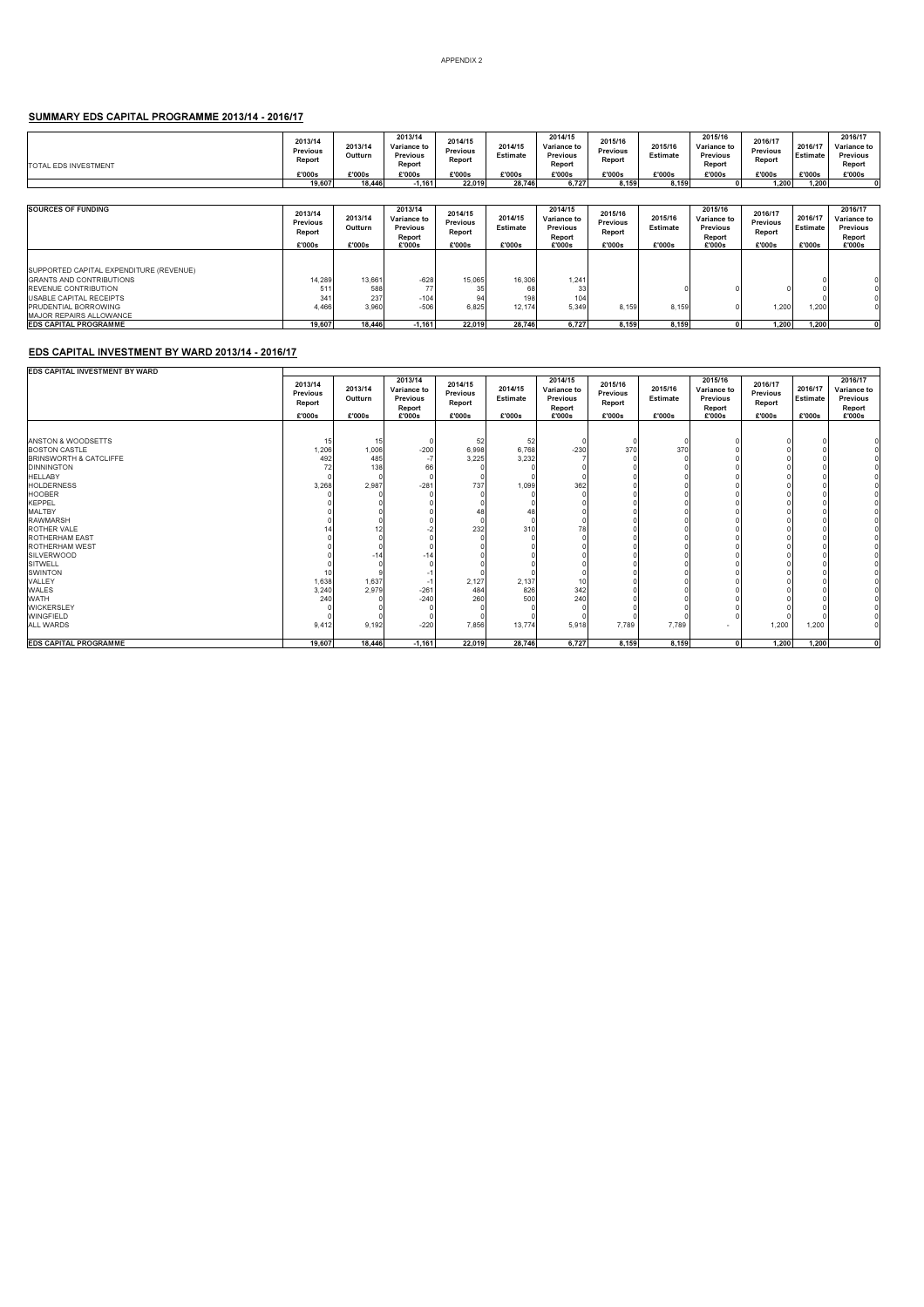APPENDIX 2

## SUMMARY EDS CAPITAL PROGRAMME 2013/14 - 2016/17

| TOTAL EDS INVESTMENT | 2013/14 Previous Report £'000s | 2013/14 Outturn £'000s | 2013/14 Variance to Previous Report £'000s | 2014/15 Previous Report £'000s | 2014/15 Estimate £'000s | 2014/15 Variance to Previous Report £'000s | 2015/16 Previous Report £'000s | 2015/16 Estimate £'000s | 2015/16 Variance to Previous Report £'000s | 2016/17 Previous Report £'000s | 2016/17 Estimate £'000s | 2016/17 Variance to Previous Report £'000s |
|---|---|---|---|---|---|---|---|---|---|---|---|---|
| | 19,607 | 18,446 | -1,161 | 22,019 | 28,746 | 6,727 | 8,159 | 8,159 | 0 | 1,200 | 1,200 | 0 |

| SOURCES OF FUNDING | 2013/14 Previous Report £'000s | 2013/14 Outturn £'000s | 2013/14 Variance to Previous Report £'000s | 2014/15 Previous Report £'000s | 2014/15 Estimate £'000s | 2014/15 Variance to Previous Report £'000s | 2015/16 Previous Report £'000s | 2015/16 Estimate £'000s | 2015/16 Variance to Previous Report £'000s | 2016/17 Previous Report £'000s | 2016/17 Estimate £'000s | 2016/17 Variance to Previous Report £'000s |
|---|---|---|---|---|---|---|---|---|---|---|---|---|
| SUPPORTED CAPITAL EXPENDITURE (REVENUE) | | | | | | | | | | | | |
| GRANTS AND CONTRIBUTIONS | 14,289 | 13,661 | -628 | 15,065 | 16,306 | 1,241 | | | | | 0 | 0 |
| REVENUE CONTRIBUTION | 511 | 588 | 77 | 35 | 68 | 33 | | 0 | 0 | 0 | 0 | 0 |
| USABLE CAPITAL RECEIPTS | 341 | 237 | -104 | 94 | 198 | 104 | | | | | 0 | 0 |
| PRUDENTIAL BORROWING | 4,466 | 3,960 | -506 | 6,825 | 12,174 | 5,349 | 8,159 | 8,159 | 0 | 1,200 | 1,200 | 0 |
| MAJOR REPAIRS ALLOWANCE | | | | | | | | | | | | |
| **EDS CAPITAL PROGRAMME** | **19,607** | **18,446** | **-1,161** | **22,019** | **28,746** | **6,727** | **8,159** | **8,159** | **0** | **1,200** | **1,200** | **0** |

## EDS CAPITAL INVESTMENT BY WARD 2013/14 - 2016/17

| EDS CAPITAL INVESTMENT BY WARD | 2013/14 Previous Report £'000s | 2013/14 Outturn £'000s | 2013/14 Variance to Previous Report £'000s | 2014/15 Previous Report £'000s | 2014/15 Estimate £'000s | 2014/15 Variance to Previous Report £'000s | 2015/16 Previous Report £'000s | 2015/16 Estimate £'000s | 2015/16 Variance to Previous Report £'000s | 2016/17 Previous Report £'000s | 2016/17 Estimate £'000s | 2016/17 Variance to Previous Report £'000s |
|---|---|---|---|---|---|---|---|---|---|---|---|---|
| ANSTON & WOODSETTS | 15 | 15 | 0 | 52 | 52 | 0 | 0 | 0 | 0 | 0 | 0 | 0 |
| BOSTON CASTLE | 1,206 | 1,006 | -200 | 6,998 | 6,768 | -230 | 370 | 370 | 0 | 0 | 0 | 0 |
| BRINSWORTH & CATCLIFFE | 492 | 485 | -7 | 3,225 | 3,232 | 7 | 0 | 0 | 0 | 0 | 0 | 0 |
| DINNINGTON | 72 | 138 | 66 | 0 | 0 | 0 | 0 | 0 | 0 | 0 | 0 | 0 |
| HELLABY | 0 | 0 | 0 | 0 | 0 | 0 | 0 | 0 | 0 | 0 | 0 | 0 |
| HOLDERNESS | 3,268 | 2,987 | -281 | 737 | 1,099 | 362 | 0 | 0 | 0 | 0 | 0 | 0 |
| HOOBER | 0 | 0 | 0 | 0 | 0 | 0 | 0 | 0 | 0 | 0 | 0 | 0 |
| KEPPEL | 0 | 0 | 0 | 0 | 0 | 0 | 0 | 0 | 0 | 0 | 0 | 0 |
| MALTBY | 0 | 0 | 0 | 48 | 48 | 0 | 0 | 0 | 0 | 0 | 0 | 0 |
| RAWMARSH | 0 | 0 | 0 | 0 | 0 | 0 | 0 | 0 | 0 | 0 | 0 | 0 |
| ROTHER VALE | 14 | 12 | -2 | 232 | 310 | 78 | 0 | 0 | 0 | 0 | 0 | 0 |
| ROTHERHAM EAST | 0 | 0 | 0 | 0 | 0 | 0 | 0 | 0 | 0 | 0 | 0 | 0 |
| ROTHERHAM WEST | 0 | 0 | 0 | 0 | 0 | 0 | 0 | 0 | 0 | 0 | 0 | 0 |
| SILVERWOOD | 0 | -14 | -14 | 0 | 0 | 0 | 0 | 0 | 0 | 0 | 0 | 0 |
| SITWELL | 0 | 0 | 0 | 0 | 0 | 0 | 0 | 0 | 0 | 0 | 0 | 0 |
| SWINTON | 10 | 9 | -1 | 0 | 0 | 0 | 0 | 0 | 0 | 0 | 0 | 0 |
| VALLEY | 1,638 | 1,637 | -1 | 2,127 | 2,137 | 10 | 0 | 0 | 0 | 0 | 0 | 0 |
| WALES | 3,240 | 2,979 | -261 | 484 | 826 | 342 | 0 | 0 | 0 | 0 | 0 | 0 |
| WATH | 240 | 0 | -240 | 260 | 500 | 240 | 0 | 0 | 0 | 0 | 0 | 0 |
| WICKERSLEY | 0 | 0 | 0 | 0 | 0 | 0 | 0 | 0 | 0 | 0 | 0 | 0 |
| WINGFIELD | 0 | 0 | 0 | 0 | 0 | 0 | 0 | 0 | 0 | 0 | 0 | 0 |
| ALL WARDS | 9,412 | 9,192 | -220 | 7,856 | 13,774 | 5,918 | 7,789 | 7,789 | - | 1,200 | 1,200 | 0 |
| **EDS CAPITAL PROGRAMME** | **19,607** | **18,446** | **-1,161** | **22,019** | **28,746** | **6,727** | **8,159** | **8,159** | **0** | **1,200** | **1,200** | **0** |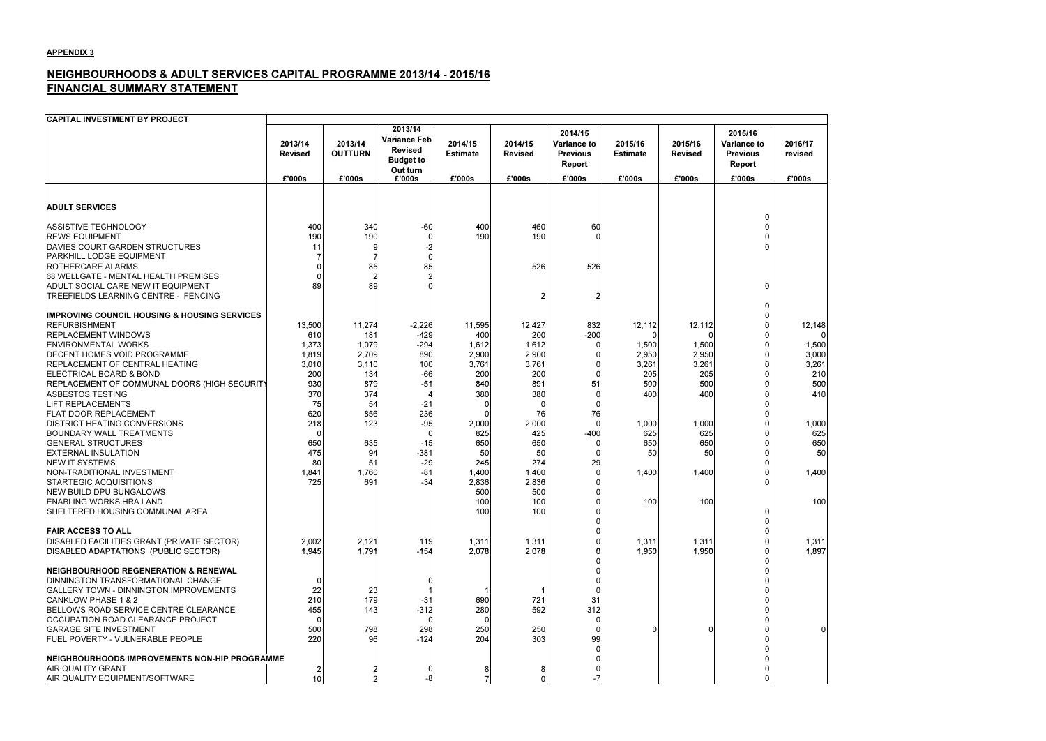**APPENDIX 3**

## NEIGHBOURHOODS & ADULT SERVICES CAPITAL PROGRAMME 2013/14 - 2015/16
## FINANCIAL SUMMARY STATEMENT

| CAPITAL INVESTMENT BY PROJECT | 2013/14 Revised | 2013/14 OUTTURN | 2013/14 Variance Feb Revised Budget to Out turn | 2014/15 Estimate | 2014/15 Revised | 2014/15 Variance to Previous Report | 2015/16 Estimate | 2015/16 Revised | 2015/16 Variance to Previous Report | 2016/17 revised |
|---|---|---|---|---|---|---|---|---|---|---|
| | £'000s | £'000s | £'000s | £'000s | £'000s | £'000s | £'000s | £'000s | £'000s | £'000s |
| **ADULT SERVICES** | | | | | | | | | | |
| | | | | | | | | | 0 | |
| ASSISTIVE TECHNOLOGY | 400 | 340 | -60 | 400 | 460 | 60 | | | 0 | |
| REWS EQUIPMENT | 190 | 190 | 0 | 190 | 190 | 0 | | | 0 | |
| DAVIES COURT GARDEN STRUCTURES | 11 | 9 | -2 | | | | | | 0 | |
| PARKHILL LODGE EQUIPMENT | 7 | 7 | 0 | | | | | | | |
| ROTHERCARE ALARMS | 0 | 85 | 85 | | 526 | 526 | | | | |
| 68 WELLGATE - MENTAL HEALTH PREMISES | 0 | 2 | 2 | | | | | | | |
| ADULT SOCIAL CARE NEW IT EQUIPMENT | 89 | 89 | 0 | | | | | | 0 | |
| TREEFIELDS LEARNING CENTRE - FENCING | | | | | 2 | 2 | | | | |
| | | | | | | | | | 0 | |
| **IMPROVING COUNCIL HOUSING & HOUSING SERVICES** | | | | | | | | | 0 | |
| REFURBISHMENT | 13,500 | 11,274 | -2,226 | 11,595 | 12,427 | 832 | 12,112 | 12,112 | 0 | 12,148 |
| REPLACEMENT WINDOWS | 610 | 181 | -429 | 400 | 200 | -200 | | 0 | 0 | 0 |
| ENVIRONMENTAL WORKS | 1,373 | 1,079 | -294 | 1,612 | 1,612 | 0 | 1,500 | 1,500 | 0 | 1,500 |
| DECENT HOMES VOID PROGRAMME | 1,819 | 2,709 | 890 | 2,900 | 2,900 | 0 | 2,950 | 2,950 | 0 | 3,000 |
| REPLACEMENT OF CENTRAL HEATING | 3,010 | 3,110 | 100 | 3,761 | 3,761 | 0 | 3,261 | 3,261 | 0 | 3,261 |
| ELECTRICAL BOARD & BOND | 200 | 134 | -66 | 200 | 200 | 0 | 205 | 205 | 0 | 210 |
| REPLACEMENT OF COMMUNAL DOORS (HIGH SECURITY | 930 | 879 | -51 | 840 | 891 | 51 | 500 | 500 | 0 | 500 |
| ASBESTOS TESTING | 370 | 374 | 4 | 380 | 380 | 0 | 400 | 400 | 0 | 410 |
| LIFT REPLACEMENTS | 75 | 54 | -21 | 0 | 0 | 0 | | | 0 | |
| FLAT DOOR REPLACEMENT | 620 | 856 | 236 | 0 | 76 | 76 | | | 0 | |
| DISTRICT HEATING CONVERSIONS | 218 | 123 | -95 | 2,000 | 2,000 | 0 | 1,000 | 1,000 | 0 | 1,000 |
| BOUNDARY WALL TREATMENTS | 0 | | 0 | 825 | 425 | -400 | 625 | 625 | 0 | 625 |
| GENERAL STRUCTURES | 650 | 635 | -15 | 650 | 650 | 0 | 650 | 650 | 0 | 650 |
| EXTERNAL INSULATION | 475 | 94 | -381 | 50 | 50 | 0 | 50 | 50 | 0 | 50 |
| NEW IT SYSTEMS | 80 | 51 | -29 | 245 | 274 | 29 | | | 0 | |
| NON-TRADITIONAL INVESTMENT | 1,841 | 1,760 | -81 | 1,400 | 1,400 | 0 | 1,400 | 1,400 | 0 | 1,400 |
| STARTEGIC ACQUISITIONS | 725 | 691 | -34 | 2,836 | 2,836 | 0 | | | 0 | |
| NEW BUILD DPU BUNGALOWS | | | | 500 | 500 | 0 | | | | |
| ENABLING WORKS HRA LAND | | | | 100 | 100 | 0 | 100 | 100 | | 100 |
| SHELTERED HOUSING COMMUNAL AREA | | | | 100 | 100 | 0 | | | 0 | |
| | | | | | | 0 | | | 0 | |
| **FAIR ACCESS TO ALL** | | | | | | 0 | | | 0 | |
| DISABLED FACILITIES GRANT (PRIVATE SECTOR) | 2,002 | 2,121 | 119 | 1,311 | 1,311 | 0 | 1,311 | 1,311 | 0 | 1,311 |
| DISABLED ADAPTATIONS (PUBLIC SECTOR) | 1,945 | 1,791 | -154 | 2,078 | 2,078 | 0 | 1,950 | 1,950 | 0 | 1,897 |
| | | | | | | 0 | | | 0 | |
| **NEIGHBOURHOOD REGENERATION & RENEWAL** | | | | | | 0 | | | 0 | |
| DINNINGTON TRANSFORMATIONAL CHANGE | 0 | | 0 | | | 0 | | | 0 | |
| GALLERY TOWN - DINNINGTON IMPROVEMENTS | 22 | 23 | 1 | 1 | 1 | 0 | | | 0 | |
| CANKLOW PHASE 1 & 2 | 210 | 179 | -31 | 690 | 721 | 31 | | | 0 | |
| BELLOWS ROAD SERVICE CENTRE CLEARANCE | 455 | 143 | -312 | 280 | 592 | 312 | | | 0 | |
| OCCUPATION ROAD CLEARANCE PROJECT | 0 | | 0 | 0 | | 0 | | | 0 | |
| GARAGE SITE INVESTMENT | 500 | 798 | 298 | 250 | 250 | 0 | 0 | 0 | 0 | 0 |
| FUEL POVERTY - VULNERABLE PEOPLE | 220 | 96 | -124 | 204 | 303 | 99 | | | 0 | |
| | | | | | | 0 | | | 0 | |
| **NEIGHBOURHOODS IMPROVEMENTS NON-HIP PROGRAMME** | | | | | | 0 | | | 0 | |
| AIR QUALITY GRANT | 2 | 2 | 0 | 8 | 8 | 0 | | | 0 | |
| AIR QUALITY EQUIPMENT/SOFTWARE | 10 | 2 | -8 | 7 | 0 | -7 | | | 0 | |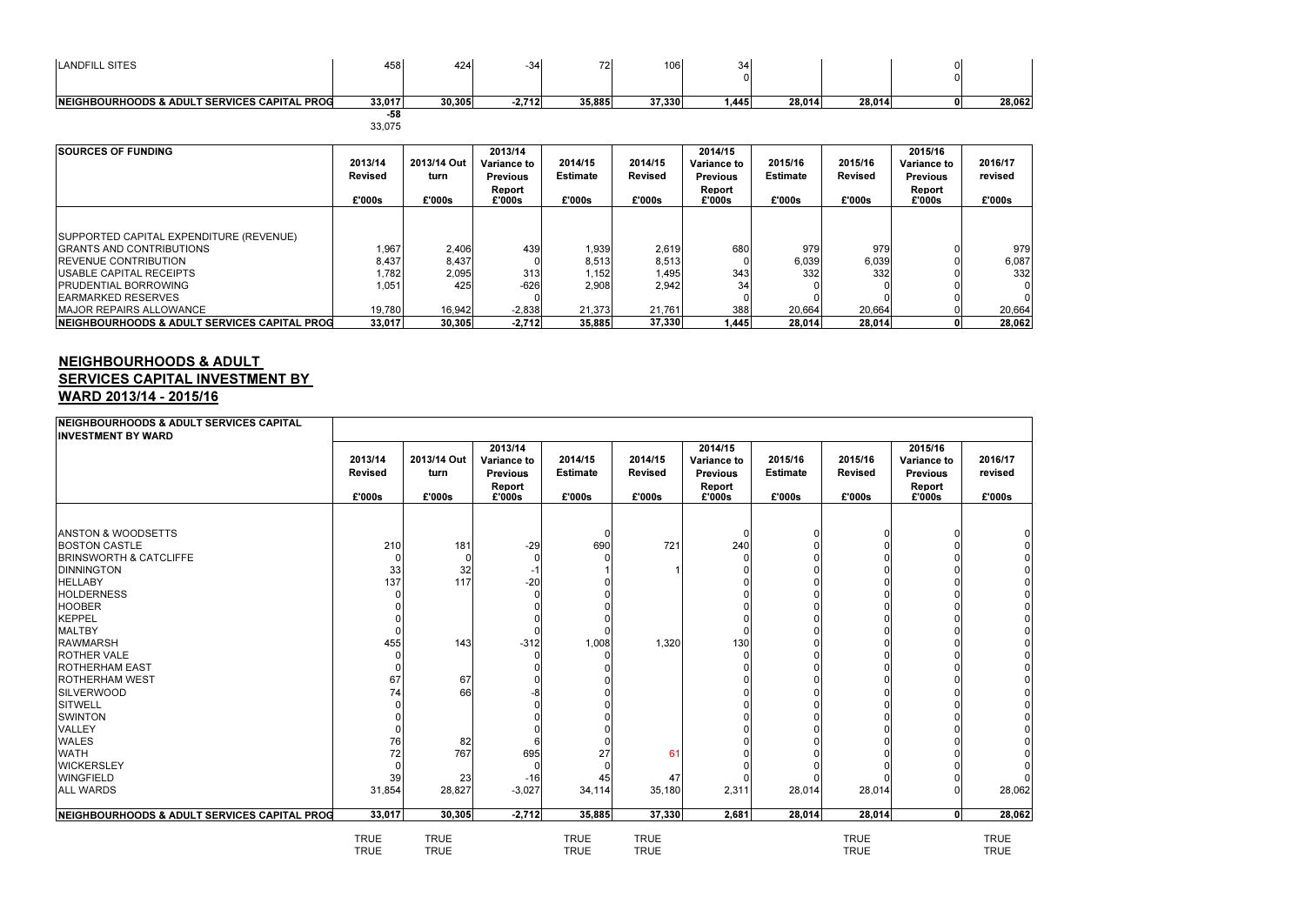| LANDFILL SITES | 458 | 424 | -34 | 72 | 106 | 34 | | | 0 | |
|---|---|---|---|---|---|---|---|---|---|---|
| | | | | | | 0 | | | 0 | |
| **NEIGHBOURHOODS & ADULT SERVICES CAPITAL PROG** | **33,017** | **30,305** | **-2,712** | **35,885** | **37,330** | **1,445** | **28,014** | **28,014** | **0** | **28,062** |
| | **-58** | | | | | | | | | |
| | 33,075 | | | | | | | | | |

| **SOURCES OF FUNDING** | 2013/14 Revised | 2013/14 Out turn | 2013/14 Variance to Previous Report | 2014/15 Estimate | 2014/15 Revised | 2014/15 Variance to Previous Report | 2015/16 Estimate | 2015/16 Revised | 2015/16 Variance to Previous Report | 2016/17 revised |
|---|---|---|---|---|---|---|---|---|---|---|
| | £'000s | £'000s | £'000s | £'000s | £'000s | £'000s | £'000s | £'000s | £'000s | £'000s |
| SUPPORTED CAPITAL EXPENDITURE (REVENUE) | | | | | | | | | | |
| GRANTS AND CONTRIBUTIONS | 1,967 | 2,406 | 439 | 1,939 | 2,619 | 680 | 979 | 979 | 0 | 979 |
| REVENUE CONTRIBUTION | 8,437 | 8,437 | 0 | 8,513 | 8,513 | 0 | 6,039 | 6,039 | 0 | 6,087 |
| USABLE CAPITAL RECEIPTS | 1,782 | 2,095 | 313 | 1,152 | 1,495 | 343 | 332 | 332 | 0 | 332 |
| PRUDENTIAL BORROWING | 1,051 | 425 | -626 | 2,908 | 2,942 | 34 | 0 | 0 | 0 | 0 |
| EARMARKED RESERVES | | | 0 | | | 0 | 0 | 0 | 0 | 0 |
| MAJOR REPAIRS ALLOWANCE | 19,780 | 16,942 | -2,838 | 21,373 | 21,761 | 388 | 20,664 | 20,664 | 0 | 20,664 |
| **NEIGHBOURHOODS & ADULT SERVICES CAPITAL PROG** | **33,017** | **30,305** | **-2,712** | **35,885** | **37,330** | **1,445** | **28,014** | **28,014** | **0** | **28,062** |

## NEIGHBOURHOODS & ADULT SERVICES CAPITAL INVESTMENT BY WARD 2013/14 - 2015/16

| **NEIGHBOURHOODS & ADULT SERVICES CAPITAL INVESTMENT BY WARD** | 2013/14 Revised | 2013/14 Out turn | 2013/14 Variance to Previous Report | 2014/15 Estimate | 2014/15 Revised | 2014/15 Variance to Previous Report | 2015/16 Estimate | 2015/16 Revised | 2015/16 Variance to Previous Report | 2016/17 revised |
|---|---|---|---|---|---|---|---|---|---|---|
| | £'000s | £'000s | £'000s | £'000s | £'000s | £'000s | £'000s | £'000s | £'000s | £'000s |
| ANSTON & WOODSETTS | | | | 0 | | 0 | 0 | 0 | 0 | 0 |
| BOSTON CASTLE | 210 | 181 | -29 | 690 | 721 | 240 | 0 | 0 | 0 | 0 |
| BRINSWORTH & CATCLIFFE | 0 | 0 | 0 | 0 | | 0 | 0 | 0 | 0 | 0 |
| DINNINGTON | 33 | 32 | -1 | 1 | 1 | 0 | 0 | 0 | 0 | 0 |
| HELLABY | 137 | 117 | -20 | 0 | | 0 | 0 | 0 | 0 | 0 |
| HOLDERNESS | 0 | | 0 | 0 | | 0 | 0 | 0 | 0 | 0 |
| HOOBER | 0 | | 0 | 0 | | 0 | 0 | 0 | 0 | 0 |
| KEPPEL | 0 | | 0 | 0 | | 0 | 0 | 0 | 0 | 0 |
| MALTBY | 0 | | 0 | 0 | | 0 | 0 | 0 | 0 | 0 |
| RAWMARSH | 455 | 143 | -312 | 1,008 | 1,320 | 130 | 0 | 0 | 0 | 0 |
| ROTHER VALE | 0 | | 0 | 0 | | 0 | 0 | 0 | 0 | 0 |
| ROTHERHAM EAST | 0 | | 0 | 0 | | 0 | 0 | 0 | 0 | 0 |
| ROTHERHAM WEST | 67 | 67 | 0 | 0 | | 0 | 0 | 0 | 0 | 0 |
| SILVERWOOD | 74 | 66 | -8 | 0 | | 0 | 0 | 0 | 0 | 0 |
| SITWELL | 0 | | 0 | 0 | | 0 | 0 | 0 | 0 | 0 |
| SWINTON | 0 | | 0 | 0 | | 0 | 0 | 0 | 0 | 0 |
| VALLEY | 0 | | 0 | 0 | | 0 | 0 | 0 | 0 | 0 |
| WALES | 76 | 82 | 6 | 0 | | 0 | 0 | 0 | 0 | 0 |
| WATH | 72 | 767 | 695 | 27 | 61 | 0 | 0 | 0 | 0 | 0 |
| WICKERSLEY | 0 | | 0 | 0 | | 0 | 0 | 0 | 0 | 0 |
| WINGFIELD | 39 | 23 | -16 | 45 | 47 | 0 | 0 | 0 | 0 | 0 |
| ALL WARDS | 31,854 | 28,827 | -3,027 | 34,114 | 35,180 | 2,311 | 28,014 | 28,014 | 0 | 28,062 |
| **NEIGHBOURHOODS & ADULT SERVICES CAPITAL PROG** | **33,017** | **30,305** | **-2,712** | **35,885** | **37,330** | **2,681** | **28,014** | **28,014** | **0** | **28,062** |
| | TRUE | TRUE | | TRUE | TRUE | | | TRUE | | TRUE |
| | TRUE | TRUE | | TRUE | TRUE | | | TRUE | | TRUE |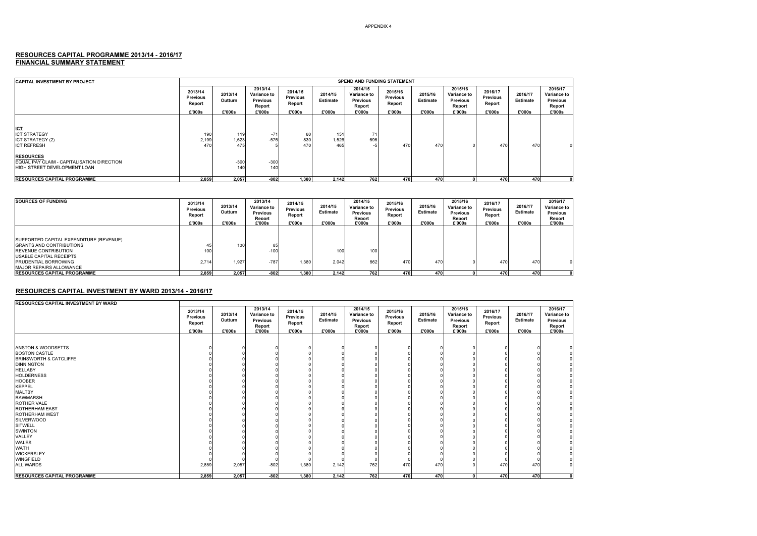APPENDIX 4

## RESOURCES CAPITAL PROGRAMME 2013/14 - 2016/17
### FINANCIAL SUMMARY STATEMENT

| CAPITAL INVESTMENT BY PROJECT | SPEND AND FUNDING STATEMENT | | | | | | | | | | | |
|---|---|---|---|---|---|---|---|---|---|---|---|---|
| | 2013/14 Previous Report £'000s | 2013/14 Outturn £'000s | 2013/14 Variance to Previous Report £'000s | 2014/15 Previous Report £'000s | 2014/15 Estimate £'000s | 2014/15 Variance to Previous Report £'000s | 2015/16 Previous Report £'000s | 2015/16 Estimate £'000s | 2015/16 Variance to Previous Report £'000s | 2016/17 Previous Report £'000s | 2016/17 Estimate £'000s | 2016/17 Variance to Previous Report £'000s |
| **ICT** | | | | | | | | | | | | |
| ICT STRATEGY | 190 | 119 | -71 | 80 | 151 | 71 | | | | | | |
| ICT STRATEGY (2) | 2,199 | 1,623 | -576 | 830 | 1,526 | 696 | | | | | | |
| ICT REFRESH | 470 | 475 | 5 | 470 | 465 | -5 | 470 | 470 | 0 | 470 | 470 | 0 |
| **RESOURCES** | | | | | | | | | | | | |
| EQUAL PAY CLAIM - CAPITALISATION DIRECTION | | -300 | -300 | | | | | | | | | |
| HIGH STREET DEVELOPMENT LOAN | | 140 | 140 | | | | | | | | | |
| **RESOURCES CAPITAL PROGRAMME** | **2,859** | **2,057** | **-802** | **1,380** | **2,142** | **762** | **470** | **470** | **0** | **470** | **470** | **0** |

| SOURCES OF FUNDING | 2013/14 Previous Report £'000s | 2013/14 Outturn £'000s | 2013/14 Variance to Previous Report £'000s | 2014/15 Previous Report £'000s | 2014/15 Estimate £'000s | 2014/15 Variance to Previous Report £'000s | 2015/16 Previous Report £'000s | 2015/16 Estimate £'000s | 2015/16 Variance to Previous Report £'000s | 2016/17 Previous Report £'000s | 2016/17 Estimate £'000s | 2016/17 Variance to Previous Report £'000s |
|---|---|---|---|---|---|---|---|---|---|---|---|---|
| SUPPORTED CAPITAL EXPENDITURE (REVENUE) | | | | | | | | | | | | |
| GRANTS AND CONTRIBUTIONS | 45 | 130 | 85 | | | | | | | | | |
| REVENUE CONTRIBUTION | 100 | | -100 | | 100 | 100 | | | | | | |
| USABLE CAPITAL RECEIPTS | | | | | | | | | | | | |
| PRUDENTIAL BORROWING | 2,714 | 1,927 | -787 | 1,380 | 2,042 | 662 | 470 | 470 | 0 | 470 | 470 | 0 |
| MAJOR REPAIRS ALLOWANCE | | | | | | | | | | | | |
| **RESOURCES CAPITAL PROGRAMME** | **2,859** | **2,057** | **-802** | **1,380** | **2,142** | **762** | **470** | **470** | **0** | **470** | **470** | **0** |

## RESOURCES CAPITAL INVESTMENT BY WARD 2013/14 - 2016/17

| RESOURCES CAPITAL INVESTMENT BY WARD | 2013/14 Previous Report £'000s | 2013/14 Outturn £'000s | 2013/14 Variance to Previous Report £'000s | 2014/15 Previous Report £'000s | 2014/15 Estimate £'000s | 2014/15 Variance to Previous Report £'000s | 2015/16 Previous Report £'000s | 2015/16 Estimate £'000s | 2015/16 Variance to Previous Report £'000s | 2016/17 Previous Report £'000s | 2016/17 Estimate £'000s | 2016/17 Variance to Previous Report £'000s |
|---|---|---|---|---|---|---|---|---|---|---|---|---|
| ANSTON & WOODSETTS | 0 | 0 | 0 | 0 | 0 | 0 | 0 | 0 | 0 | 0 | 0 | 0 |
| BOSTON CASTLE | 0 | 0 | 0 | 0 | 0 | 0 | 0 | 0 | 0 | 0 | 0 | 0 |
| BRINSWORTH & CATCLIFFE | 0 | 0 | 0 | 0 | 0 | 0 | 0 | 0 | 0 | 0 | 0 | 0 |
| DINNINGTON | 0 | 0 | 0 | 0 | 0 | 0 | 0 | 0 | 0 | 0 | 0 | 0 |
| HELLABY | 0 | 0 | 0 | 0 | 0 | 0 | 0 | 0 | 0 | 0 | 0 | 0 |
| HOLDERNESS | 0 | 0 | 0 | 0 | 0 | 0 | 0 | 0 | 0 | 0 | 0 | 0 |
| HOOBER | 0 | 0 | 0 | 0 | 0 | 0 | 0 | 0 | 0 | 0 | 0 | 0 |
| KEPPEL | 0 | 0 | 0 | 0 | 0 | 0 | 0 | 0 | 0 | 0 | 0 | 0 |
| MALTBY | 0 | 0 | 0 | 0 | 0 | 0 | 0 | 0 | 0 | 0 | 0 | 0 |
| RAWMARSH | 0 | 0 | 0 | 0 | 0 | 0 | 0 | 0 | 0 | 0 | 0 | 0 |
| ROTHER VALE | 0 | 0 | 0 | 0 | 0 | 0 | 0 | 0 | 0 | 0 | 0 | 0 |
| ROTHERHAM EAST | 0 | 0 | 0 | 0 | 0 | 0 | 0 | 0 | 0 | 0 | 0 | 0 |
| ROTHERHAM WEST | 0 | 0 | 0 | 0 | 0 | 0 | 0 | 0 | 0 | 0 | 0 | 0 |
| SILVERWOOD | 0 | 0 | 0 | 0 | 0 | 0 | 0 | 0 | 0 | 0 | 0 | 0 |
| SITWELL | 0 | 0 | 0 | 0 | 0 | 0 | 0 | 0 | 0 | 0 | 0 | 0 |
| SWINTON | 0 | 0 | 0 | 0 | 0 | 0 | 0 | 0 | 0 | 0 | 0 | 0 |
| VALLEY | 0 | 0 | 0 | 0 | 0 | 0 | 0 | 0 | 0 | 0 | 0 | 0 |
| WALES | 0 | 0 | 0 | 0 | 0 | 0 | 0 | 0 | 0 | 0 | 0 | 0 |
| WATH | 0 | 0 | 0 | 0 | 0 | 0 | 0 | 0 | 0 | 0 | 0 | 0 |
| WICKERSLEY | 0 | 0 | 0 | 0 | 0 | 0 | 0 | 0 | 0 | 0 | 0 | 0 |
| WINGFIELD | 0 | 0 | 0 | 0 | 0 | 0 | 0 | 0 | 0 | 0 | 0 | 0 |
| ALL WARDS | 2,859 | 2,057 | -802 | 1,380 | 2,142 | 762 | 470 | 470 | 0 | 470 | 470 | 0 |
| **RESOURCES CAPITAL PROGRAMME** | **2,859** | **2,057** | **-802** | **1,380** | **2,142** | **762** | **470** | **470** | **0** | **470** | **470** | **0** |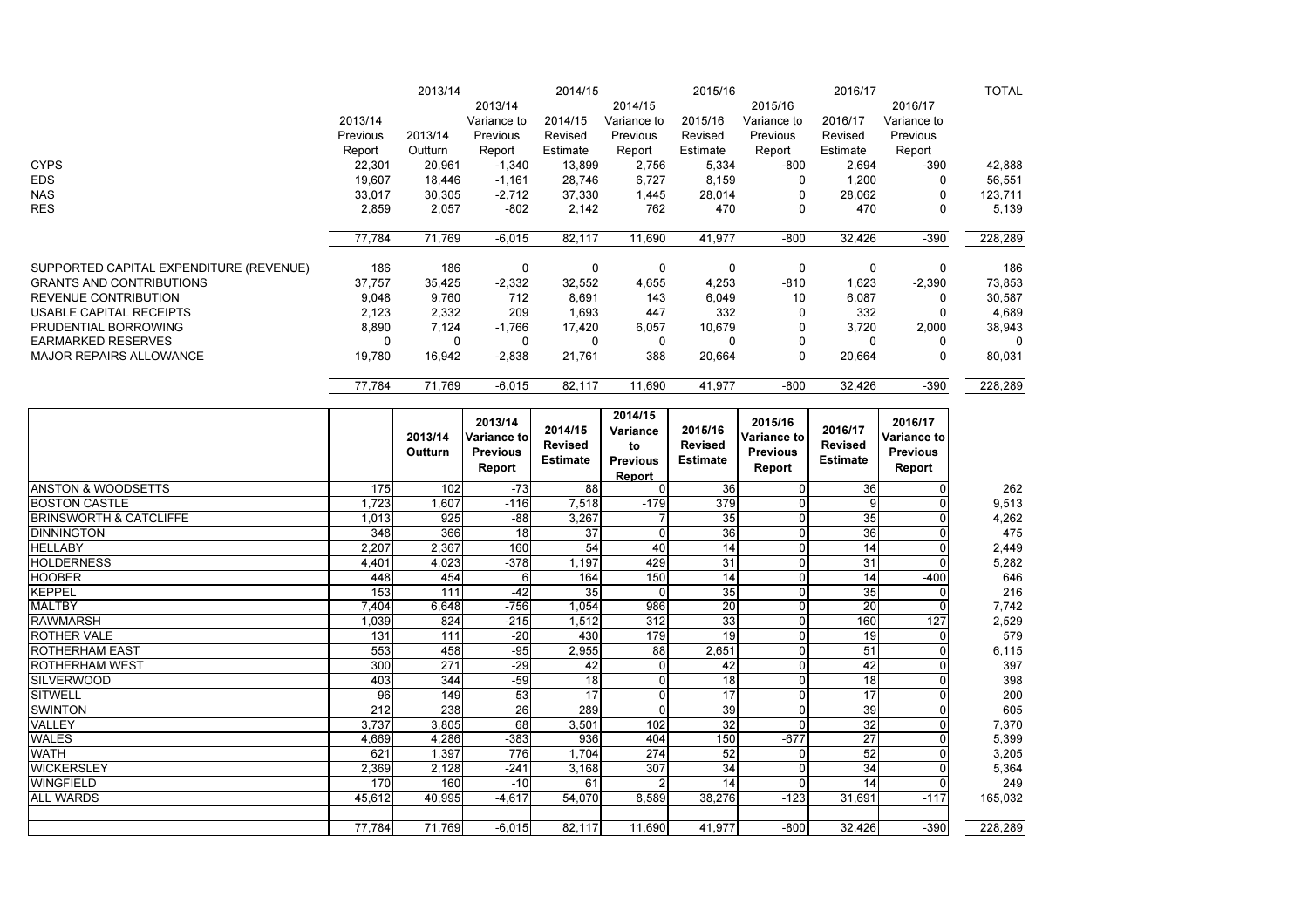| | 2013/14 Previous Report | 2013/14 Outturn | 2013/14 Variance to Previous Report | 2014/15 Revised Estimate | 2014/15 Variance to Previous Report | 2015/16 Revised Estimate | 2015/16 Variance to Previous Report | 2016/17 Revised Estimate | 2016/17 Variance to Previous Report | TOTAL |
|---|---|---|---|---|---|---|---|---|---|---|
| CYPS | 22,301 | 20,961 | -1,340 | 13,899 | 2,756 | 5,334 | -800 | 2,694 | -390 | 42,888 |
| EDS | 19,607 | 18,446 | -1,161 | 28,746 | 6,727 | 8,159 | 0 | 1,200 | 0 | 56,551 |
| NAS | 33,017 | 30,305 | -2,712 | 37,330 | 1,445 | 28,014 | 0 | 28,062 | 0 | 123,711 |
| RES | 2,859 | 2,057 | -802 | 2,142 | 762 | 470 | 0 | 470 | 0 | 5,139 |
| | 77,784 | 71,769 | -6,015 | 82,117 | 11,690 | 41,977 | -800 | 32,426 | -390 | 228,289 |
| SUPPORTED CAPITAL EXPENDITURE (REVENUE) | 186 | 186 | 0 | 0 | 0 | 0 | 0 | 0 | 0 | 186 |
| GRANTS AND CONTRIBUTIONS | 37,757 | 35,425 | -2,332 | 32,552 | 4,655 | 4,253 | -810 | 1,623 | -2,390 | 73,853 |
| REVENUE CONTRIBUTION | 9,048 | 9,760 | 712 | 8,691 | 143 | 6,049 | 10 | 6,087 | 0 | 30,587 |
| USABLE CAPITAL RECEIPTS | 2,123 | 2,332 | 209 | 1,693 | 447 | 332 | 0 | 332 | 0 | 4,689 |
| PRUDENTIAL BORROWING | 8,890 | 7,124 | -1,766 | 17,420 | 6,057 | 10,679 | 0 | 3,720 | 2,000 | 38,943 |
| EARMARKED RESERVES | 0 | 0 | 0 | 0 | 0 | 0 | 0 | 0 | 0 | 0 |
| MAJOR REPAIRS ALLOWANCE | 19,780 | 16,942 | -2,838 | 21,761 | 388 | 20,664 | 0 | 20,664 | 0 | 80,031 |
| | 77,784 | 71,769 | -6,015 | 82,117 | 11,690 | 41,977 | -800 | 32,426 | -390 | 228,289 |

| | | 2013/14 Outturn | 2013/14 Variance to Previous Report | 2014/15 Revised Estimate | 2014/15 Variance to Previous Report | 2015/16 Revised Estimate | 2015/16 Variance to Previous Report | 2016/17 Revised Estimate | 2016/17 Variance to Previous Report | |
|---|---|---|---|---|---|---|---|---|---|---|
| ANSTON & WOODSETTS | 175 | 102 | -73 | 88 | 0 | 36 | 0 | 36 | 0 | 262 |
| BOSTON CASTLE | 1,723 | 1,607 | -116 | 7,518 | -179 | 379 | 0 | 9 | 0 | 9,513 |
| BRINSWORTH & CATCLIFFE | 1,013 | 925 | -88 | 3,267 | 7 | 35 | 0 | 35 | 0 | 4,262 |
| DINNINGTON | 348 | 366 | 18 | 37 | 0 | 36 | 0 | 36 | 0 | 475 |
| HELLABY | 2,207 | 2,367 | 160 | 54 | 40 | 14 | 0 | 14 | 0 | 2,449 |
| HOLDERNESS | 4,401 | 4,023 | -378 | 1,197 | 429 | 31 | 0 | 31 | 0 | 5,282 |
| HOOBER | 448 | 454 | 6 | 164 | 150 | 14 | 0 | 14 | -400 | 646 |
| KEPPEL | 153 | 111 | -42 | 35 | 0 | 35 | 0 | 35 | 0 | 216 |
| MALTBY | 7,404 | 6,648 | -756 | 1,054 | 986 | 20 | 0 | 20 | 0 | 7,742 |
| RAWMARSH | 1,039 | 824 | -215 | 1,512 | 312 | 33 | 0 | 160 | 127 | 2,529 |
| ROTHER VALE | 131 | 111 | -20 | 430 | 179 | 19 | 0 | 19 | 0 | 579 |
| ROTHERHAM EAST | 553 | 458 | -95 | 2,955 | 88 | 2,651 | 0 | 51 | 0 | 6,115 |
| ROTHERHAM WEST | 300 | 271 | -29 | 42 | 0 | 42 | 0 | 42 | 0 | 397 |
| SILVERWOOD | 403 | 344 | -59 | 18 | 0 | 18 | 0 | 18 | 0 | 398 |
| SITWELL | 96 | 149 | 53 | 17 | 0 | 17 | 0 | 17 | 0 | 200 |
| SWINTON | 212 | 238 | 26 | 289 | 0 | 39 | 0 | 39 | 0 | 605 |
| VALLEY | 3,737 | 3,805 | 68 | 3,501 | 102 | 32 | 0 | 32 | 0 | 7,370 |
| WALES | 4,669 | 4,286 | -383 | 936 | 404 | 150 | -677 | 27 | 0 | 5,399 |
| WATH | 621 | 1,397 | 776 | 1,704 | 274 | 52 | 0 | 52 | 0 | 3,205 |
| WICKERSLEY | 2,369 | 2,128 | -241 | 3,168 | 307 | 34 | 0 | 34 | 0 | 5,364 |
| WINGFIELD | 170 | 160 | -10 | 61 | 2 | 14 | 0 | 14 | 0 | 249 |
| ALL WARDS | 45,612 | 40,995 | -4,617 | 54,070 | 8,589 | 38,276 | -123 | 31,691 | -117 | 165,032 |
| | | | | | | | | | | |
| | 77,784 | 71,769 | -6,015 | 82,117 | 11,690 | 41,977 | -800 | 32,426 | -390 | 228,289 |